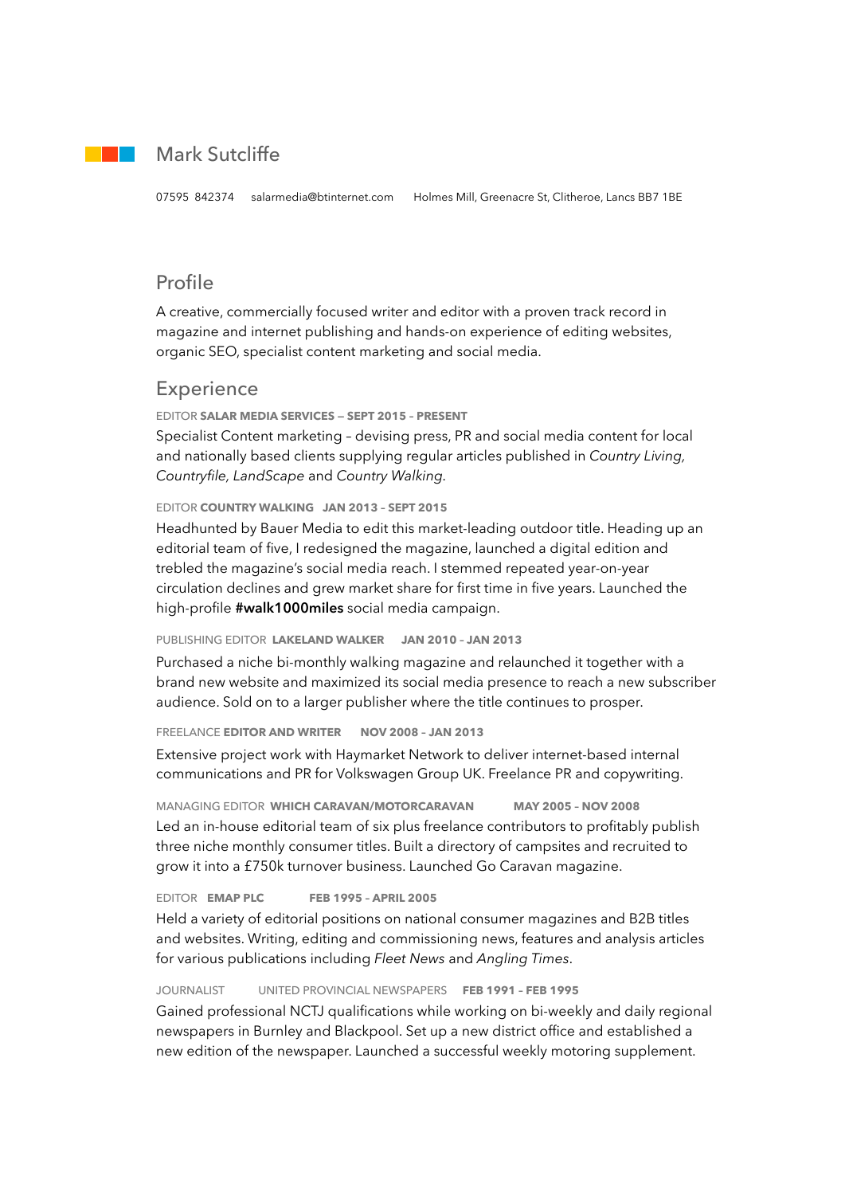# Mark Sutcliffe

07595 842374 salarmedia@btinternet.com Holmes Mill, Greenacre St, Clitheroe, Lancs BB7 1BE

## Profile

A creative, commercially focused writer and editor with a proven track record in magazine and internet publishing and hands-on experience of editing websites, organic SEO, specialist content marketing and social media.

## Experience

EDITOR **SALAR MEDIA SERVICES — SEPT 2015 – PRESENT**

Specialist Content marketing – devising press, PR and social media content for local and nationally based clients supplying regular articles published in *Country Living, Countryfile, LandScape* and *Country Walking*.

EDITOR **COUNTRY WALKING JAN 2013 – SEPT 2015**

Headhunted by Bauer Media to edit this market-leading outdoor title. Heading up an editorial team of five, I redesigned the magazine, launched a digital edition and trebled the magazine's social media reach. I stemmed repeated year-on-year circulation declines and grew market share for first time in five years. Launched the high-profile **#walk1000miles** social media campaign.

PUBLISHING EDITOR **LAKELAND WALKER JAN 2010 – JAN 2013**

Purchased a niche bi-monthly walking magazine and relaunched it together with a brand new website and maximized its social media presence to reach a new subscriber audience. Sold on to a larger publisher where the title continues to prosper.

FREELANCE **EDITOR AND WRITER NOV 2008 – JAN 2013**

Extensive project work with Haymarket Network to deliver internet-based internal communications and PR for Volkswagen Group UK. Freelance PR and copywriting.

MANAGING EDITOR **WHICH CARAVAN/MOTORCARAVAN MAY 2005 – NOV 2008**

Led an in-house editorial team of six plus freelance contributors to profitably publish three niche monthly consumer titles. Built a directory of campsites and recruited to grow it into a £750k turnover business. Launched Go Caravan magazine.

EDITOR **EMAP PLC FEB 1995 – APRIL 2005**

Held a variety of editorial positions on national consumer magazines and B2B titles and websites. Writing, editing and commissioning news, features and analysis articles for various publications including *Fleet News* and *Angling Times*.

JOURNALIST UNITED PROVINCIAL NEWSPAPERS **FEB 1991 – FEB 1995**

Gained professional NCTJ qualifications while working on bi-weekly and daily regional newspapers in Burnley and Blackpool. Set up a new district office and established a new edition of the newspaper. Launched a successful weekly motoring supplement.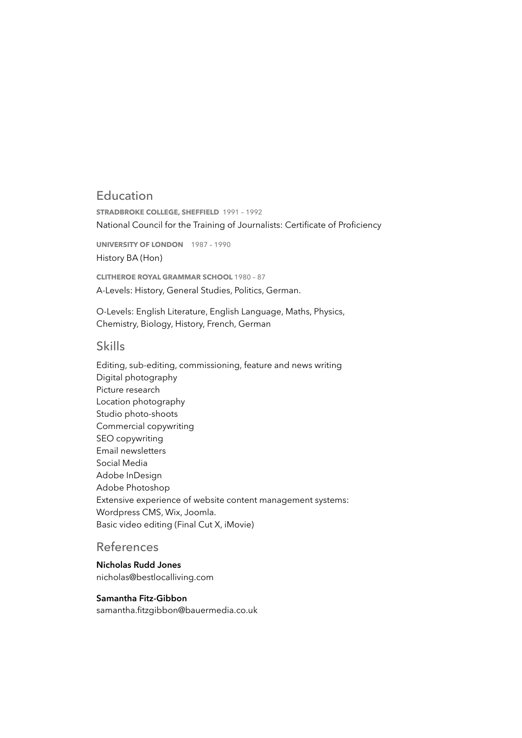## Education

**STRADBROKE COLLEGE, SHEFFIELD** 1991 – 1992

National Council for the Training of Journalists: Certificate of Proficiency

**UNIVERSITY OF LONDON** 1987 – 1990

History BA (Hon)

**CLITHEROE ROYAL GRAMMAR SCHOOL** 1980 – 87

A-Levels: History, General Studies, Politics, German.

O-Levels: English Literature, English Language, Maths, Physics, Chemistry, Biology, History, French, German

## Skills

Editing, sub-editing, commissioning, feature and news writing
Digital photography
Picture research
Location photography
Studio photo-shoots
Commercial copywriting
SEO copywriting
Email newsletters
Social Media
Adobe InDesign
Adobe Photoshop
Extensive experience of website content management systems: Wordpress CMS, Wix, Joomla.
Basic video editing (Final Cut X, iMovie)

## References

**Nicholas Rudd Jones**
nicholas@bestlocalliving.com

**Samantha Fitz-Gibbon**
samantha.fitzgibbon@bauermedia.co.uk